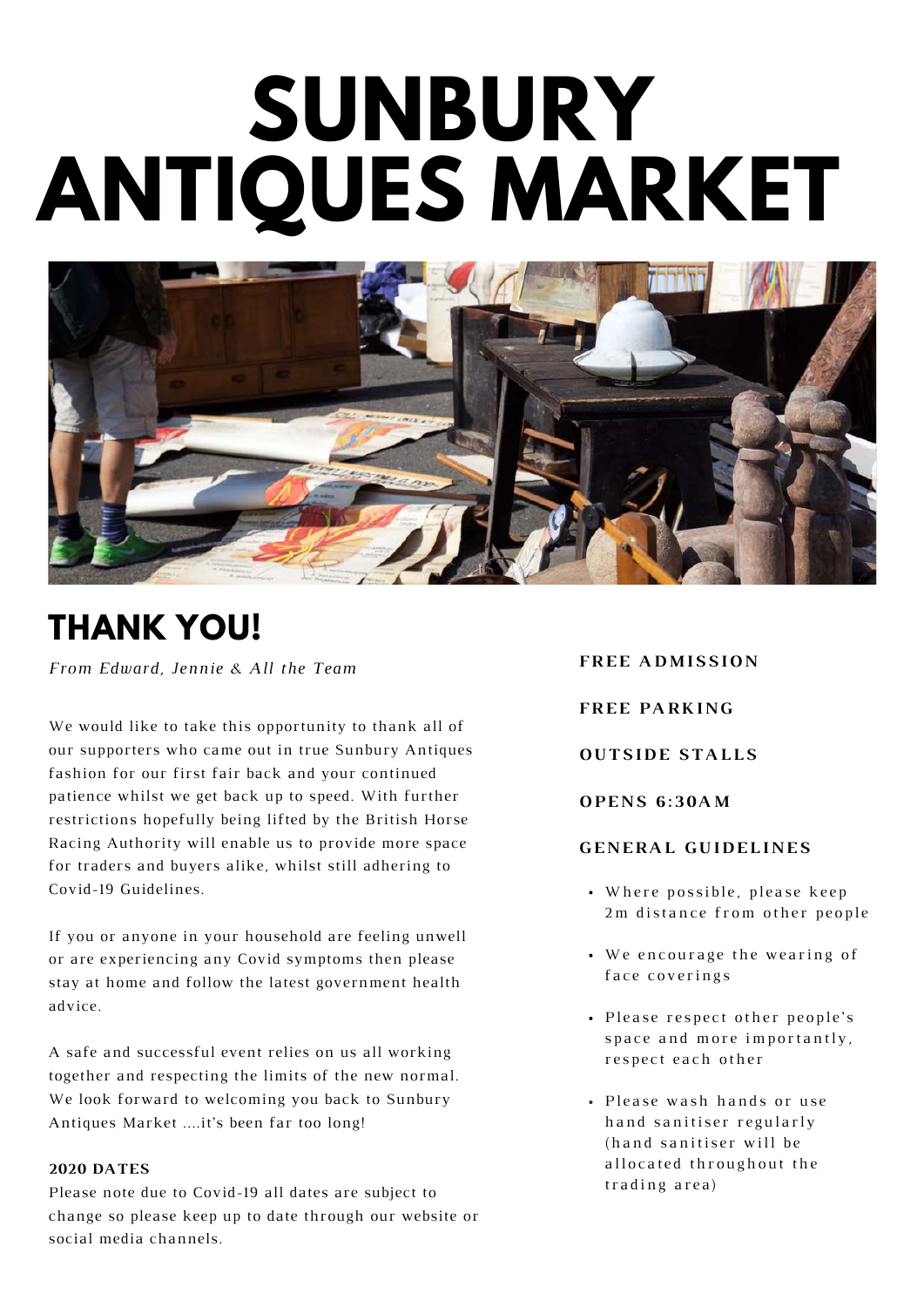# SUNBURY ANTIQUES MARKET

## THANK YOU!

*From Edward, Jennie & All the Team*

We would like to take this opportunity to thank all of our supporters who came out in true Sunbury Antiques fashion for our first fair back and your continued patience whilst we get back up to speed. With further restrictions hopefully being lifted by the British Horse Racing Authority will enable us to provide more space for traders and buyers alike, whilst still adhering to Covid-19 Guidelines.

If you or anyone in your household are feeling unwell or are experiencing any Covid symptoms then please stay at home and follow the latest government health advice.

A safe and successful event relies on us all working together and respecting the limits of the new normal. We look forward to welcoming you back to Sunbury Antiques Market ....it's been far too long!

**2020 DATES**

Please note due to Covid-19 all dates are subject to change so please keep up to date through our website or social media channels.

**FREE ADMISSION**

**FREE PARKING**

**OUTSIDE STALLS**

**OPENS 6:30AM**

**GENERAL GUIDELINES**

- Where possible, please keep 2m distance from other people
- We encourage the wearing of face coverings
- Please respect other people's space and more importantly, respect each other
- Please wash hands or use hand sanitiser regularly (hand sanitiser will be allocated throughout the trading area)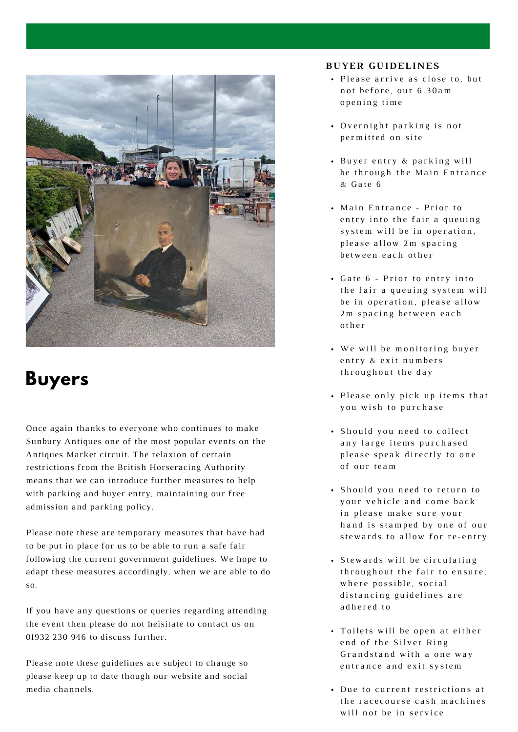# Buyers

Once again thanks to everyone who continues to make Sunbury Antiques one of the most popular events on the Antiques Market circuit. The relaxion of certain restrictions from the British Horseracing Authority means that we can introduce further measures to help with parking and buyer entry, maintaining our free admission and parking policy.

Please note these are temporary measures that have had to be put in place for us to be able to run a safe fair following the current government guidelines. We hope to adapt these measures accordingly, when we are able to do so.

If you have any questions or queries regarding attending the event then please do not heisitate to contact us on 01932 230 946 to discuss further.

Please note these guidelines are subject to change so please keep up to date though our website and social media channels.

## BUYER GUIDELINES

- Please arrive as close to, but not before, our 6.30am opening time
- Overnight parking is not permitted on site
- Buyer entry & parking will be through the Main Entrance & Gate 6
- Main Entrance - Prior to entry into the fair a queuing system will be in operation, please allow 2m spacing between each other
- Gate 6 - Prior to entry into the fair a queuing system will be in operation, please allow 2m spacing between each other
- We will be monitoring buyer entry & exit numbers throughout the day
- Please only pick up items that you wish to purchase
- Should you need to collect any large items purchased please speak directly to one of our team
- Should you need to return to your vehicle and come back in please make sure your hand is stamped by one of our stewards to allow for re-entry
- Stewards will be circulating throughout the fair to ensure, where possible, social distancing guidelines are adhered to
- Toilets will be open at either end of the Silver Ring Grandstand with a one way entrance and exit system
- Due to current restrictions at the racecourse cash machines will not be in service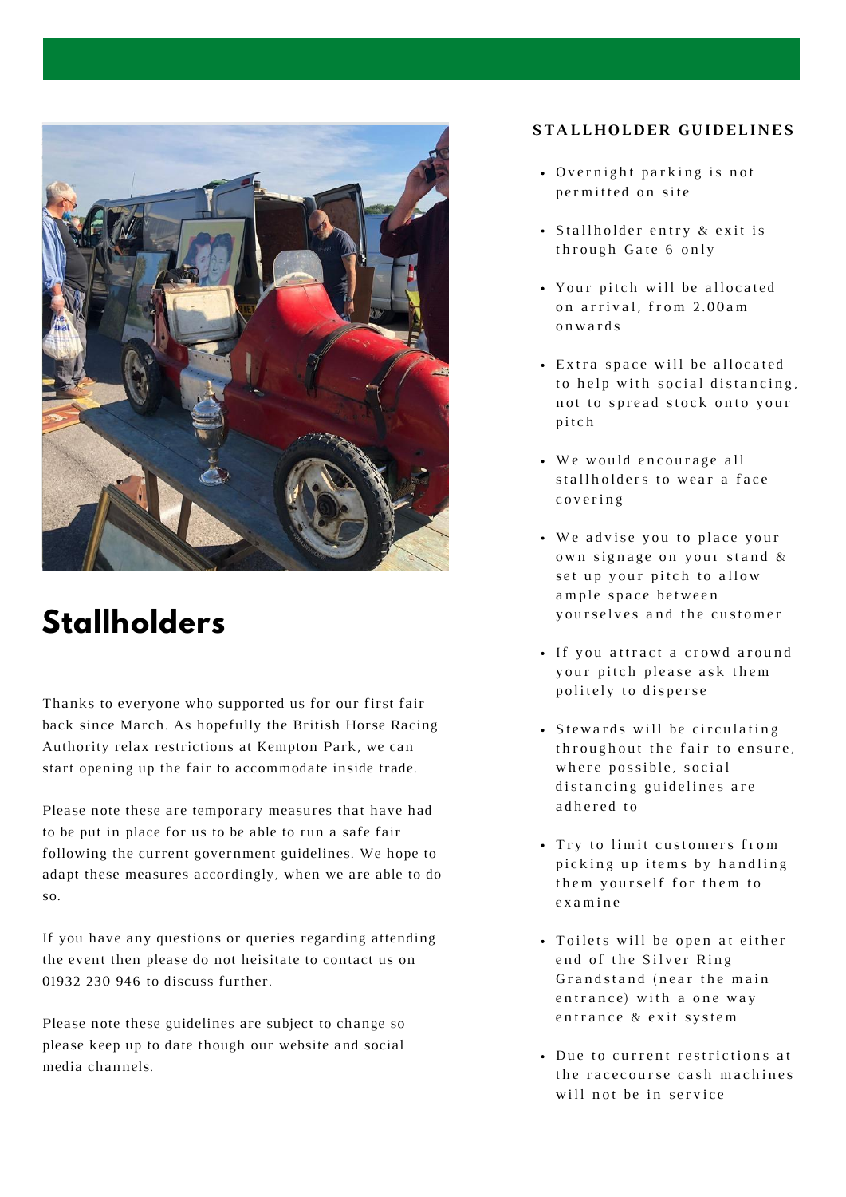# Stallholders

Thanks to everyone who supported us for our first fair back since March. As hopefully the British Horse Racing Authority relax restrictions at Kempton Park, we can start opening up the fair to accommodate inside trade.

Please note these are temporary measures that have had to be put in place for us to be able to run a safe fair following the current government guidelines. We hope to adapt these measures accordingly, when we are able to do so.

If you have any questions or queries regarding attending the event then please do not heisitate to contact us on 01932 230 946 to discuss further.

Please note these guidelines are subject to change so please keep up to date though our website and social media channels.

## STALLHOLDER GUIDELINES

- Overnight parking is not permitted on site
- Stallholder entry & exit is through Gate 6 only
- Your pitch will be allocated on arrival, from 2.00am onwards
- Extra space will be allocated to help with social distancing, not to spread stock onto your pitch
- We would encourage all stallholders to wear a face covering
- We advise you to place your own signage on your stand & set up your pitch to allow ample space between yourselves and the customer
- If you attract a crowd around your pitch please ask them politely to disperse
- Stewards will be circulating throughout the fair to ensure, where possible, social distancing guidelines are adhered to
- Try to limit customers from picking up items by handling them yourself for them to examine
- Toilets will be open at either end of the Silver Ring Grandstand (near the main entrance) with a one way entrance & exit system
- Due to current restrictions at the racecourse cash machines will not be in service